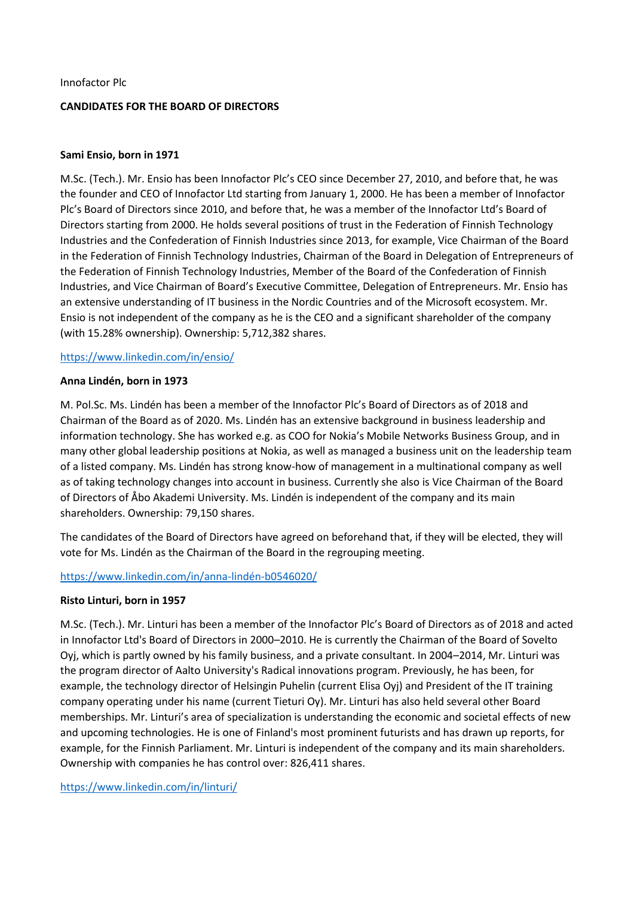Innofactor Plc

**CANDIDATES FOR THE BOARD OF DIRECTORS**

**Sami Ensio, born in 1971**

M.Sc. (Tech.). Mr. Ensio has been Innofactor Plc's CEO since December 27, 2010, and before that, he was the founder and CEO of Innofactor Ltd starting from January 1, 2000. He has been a member of Innofactor Plc's Board of Directors since 2010, and before that, he was a member of the Innofactor Ltd's Board of Directors starting from 2000. He holds several positions of trust in the Federation of Finnish Technology Industries and the Confederation of Finnish Industries since 2013, for example, Vice Chairman of the Board in the Federation of Finnish Technology Industries, Chairman of the Board in Delegation of Entrepreneurs of the Federation of Finnish Technology Industries, Member of the Board of the Confederation of Finnish Industries, and Vice Chairman of Board's Executive Committee, Delegation of Entrepreneurs. Mr. Ensio has an extensive understanding of IT business in the Nordic Countries and of the Microsoft ecosystem. Mr. Ensio is not independent of the company as he is the CEO and a significant shareholder of the company (with 15.28% ownership). Ownership: 5,712,382 shares.

https://www.linkedin.com/in/ensio/

**Anna Lindén, born in 1973**

M. Pol.Sc. Ms. Lindén has been a member of the Innofactor Plc's Board of Directors as of 2018 and Chairman of the Board as of 2020. Ms. Lindén has an extensive background in business leadership and information technology. She has worked e.g. as COO for Nokia's Mobile Networks Business Group, and in many other global leadership positions at Nokia, as well as managed a business unit on the leadership team of a listed company. Ms. Lindén has strong know-how of management in a multinational company as well as of taking technology changes into account in business. Currently she also is Vice Chairman of the Board of Directors of Åbo Akademi University. Ms. Lindén is independent of the company and its main shareholders. Ownership: 79,150 shares.

The candidates of the Board of Directors have agreed on beforehand that, if they will be elected, they will vote for Ms. Lindén as the Chairman of the Board in the regrouping meeting.

https://www.linkedin.com/in/anna-lindén-b0546020/

**Risto Linturi, born in 1957**

M.Sc. (Tech.). Mr. Linturi has been a member of the Innofactor Plc's Board of Directors as of 2018 and acted in Innofactor Ltd's Board of Directors in 2000–2010. He is currently the Chairman of the Board of Sovelto Oyj, which is partly owned by his family business, and a private consultant. In 2004–2014, Mr. Linturi was the program director of Aalto University's Radical innovations program. Previously, he has been, for example, the technology director of Helsingin Puhelin (current Elisa Oyj) and President of the IT training company operating under his name (current Tieturi Oy). Mr. Linturi has also held several other Board memberships. Mr. Linturi's area of specialization is understanding the economic and societal effects of new and upcoming technologies. He is one of Finland's most prominent futurists and has drawn up reports, for example, for the Finnish Parliament. Mr. Linturi is independent of the company and its main shareholders. Ownership with companies he has control over: 826,411 shares.

https://www.linkedin.com/in/linturi/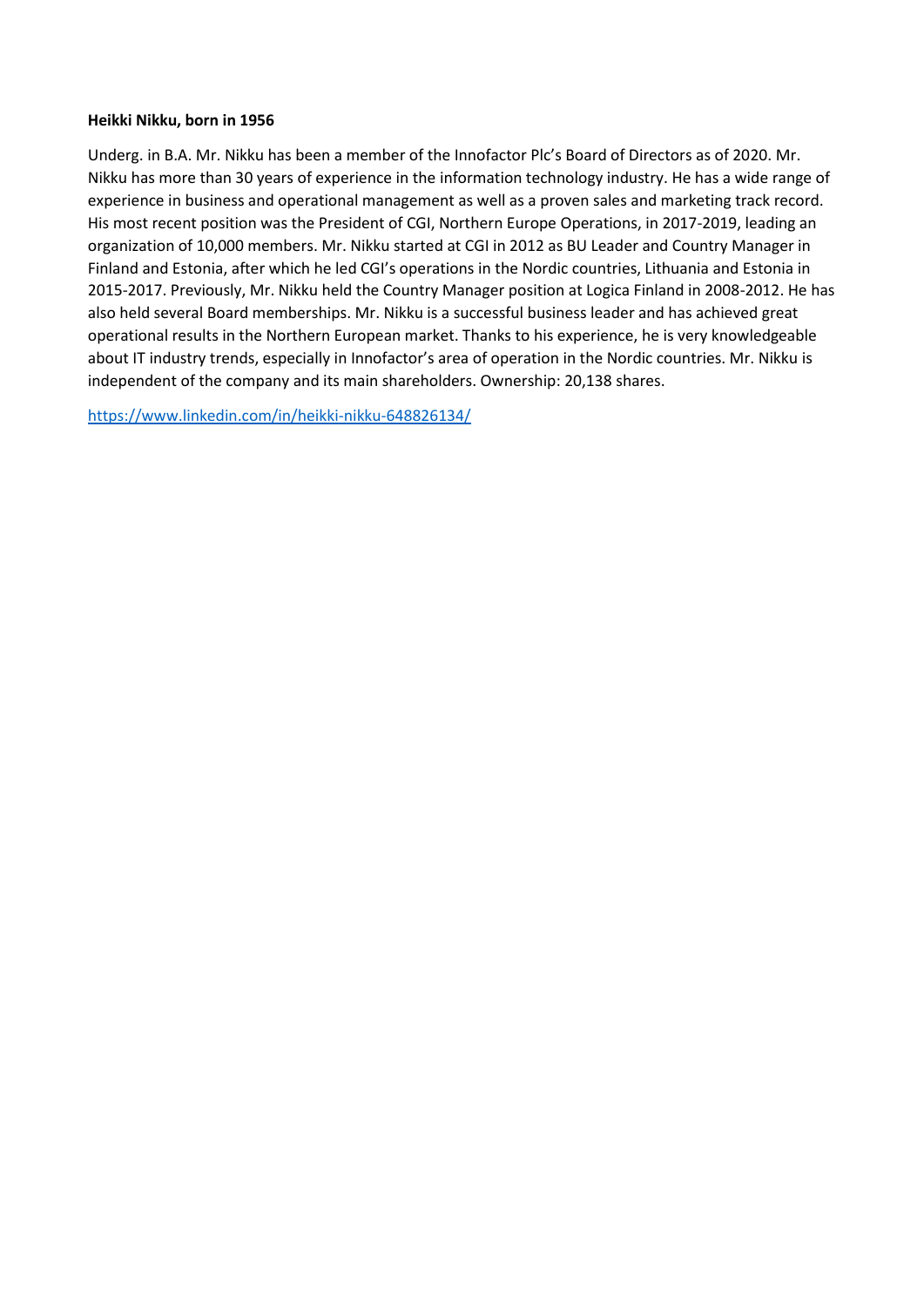**Heikki Nikku, born in 1956**

Underg. in B.A. Mr. Nikku has been a member of the Innofactor Plc's Board of Directors as of 2020. Mr. Nikku has more than 30 years of experience in the information technology industry. He has a wide range of experience in business and operational management as well as a proven sales and marketing track record. His most recent position was the President of CGI, Northern Europe Operations, in 2017-2019, leading an organization of 10,000 members. Mr. Nikku started at CGI in 2012 as BU Leader and Country Manager in Finland and Estonia, after which he led CGI's operations in the Nordic countries, Lithuania and Estonia in 2015-2017. Previously, Mr. Nikku held the Country Manager position at Logica Finland in 2008-2012. He has also held several Board memberships. Mr. Nikku is a successful business leader and has achieved great operational results in the Northern European market. Thanks to his experience, he is very knowledgeable about IT industry trends, especially in Innofactor's area of operation in the Nordic countries. Mr. Nikku is independent of the company and its main shareholders. Ownership: 20,138 shares.

[https://www.linkedin.com/in/heikki-nikku-648826134/](https://www.linkedin.com/in/heikki-nikku-648826134/)